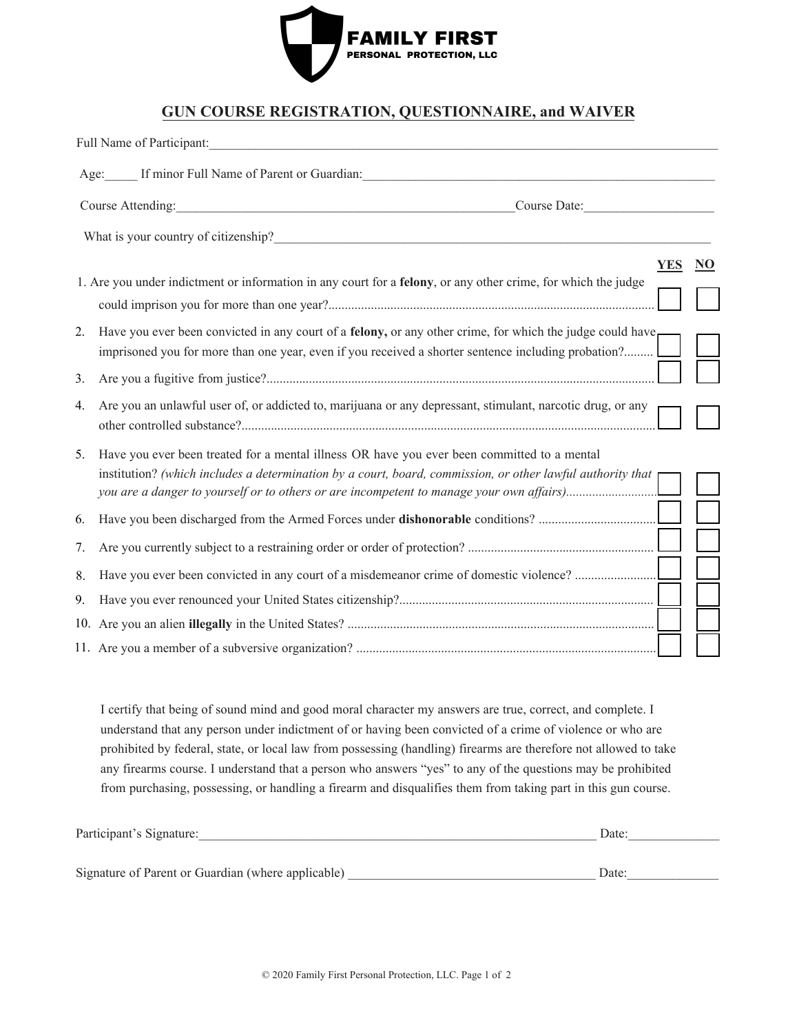FAMILY FIRST
PERSONAL PROTECTION, LLC

# GUN COURSE REGISTRATION, QUESTIONNAIRE, and WAIVER

Full Name of Participant:______________________________________________________________

Age:_____ If minor Full Name of Parent or Guardian:____________________________________

Course Attending:_____________________________________ Course Date:___________________

What is your country of citizenship?___________________________________________________

| | YES | NO |
|---|---|---|
| 1. Are you under indictment or information in any court for a **felony**, or any other crime, for which the judge could imprison you for more than one year? | ☐ | ☐ |
| 2. Have you ever been convicted in any court of a **felony,** or any other crime, for which the judge could have imprisoned you for more than one year, even if you received a shorter sentence including probation? | ☐ | ☐ |
| 3. Are you a fugitive from justice? | ☐ | ☐ |
| 4. Are you an unlawful user of, or addicted to, marijuana or any depressant, stimulant, narcotic drug, or any other controlled substance? | ☐ | ☐ |
| 5. Have you ever been treated for a mental illness OR have you ever been committed to a mental institution? *(which includes a determination by a court, board, commission, or other lawful authority that you are a danger to yourself or to others or are incompetent to manage your own affairs)* | ☐ | ☐ |
| 6. Have you been discharged from the Armed Forces under **dishonorable** conditions? | ☐ | ☐ |
| 7. Are you currently subject to a restraining order or order of protection? | ☐ | ☐ |
| 8. Have you ever been convicted in any court of a misdemeanor crime of domestic violence? | ☐ | ☐ |
| 9. Have you ever renounced your United States citizenship? | ☐ | ☐ |
| 10. Are you an alien **illegally** in the United States? | ☐ | ☐ |
| 11. Are you a member of a subversive organization? | ☐ | ☐ |

I certify that being of sound mind and good moral character my answers are true, correct, and complete. I understand that any person under indictment of or having been convicted of a crime of violence or who are prohibited by federal, state, or local law from possessing (handling) firearms are therefore not allowed to take any firearms course. I understand that a person who answers "yes" to any of the questions may be prohibited from purchasing, possessing, or handling a firearm and disqualifies them from taking part in this gun course.

Participant's Signature:_______________________________________________ Date:______________

Signature of Parent or Guardian (where applicable) _____________________________ Date:______________

© 2020 Family First Personal Protection, LLC.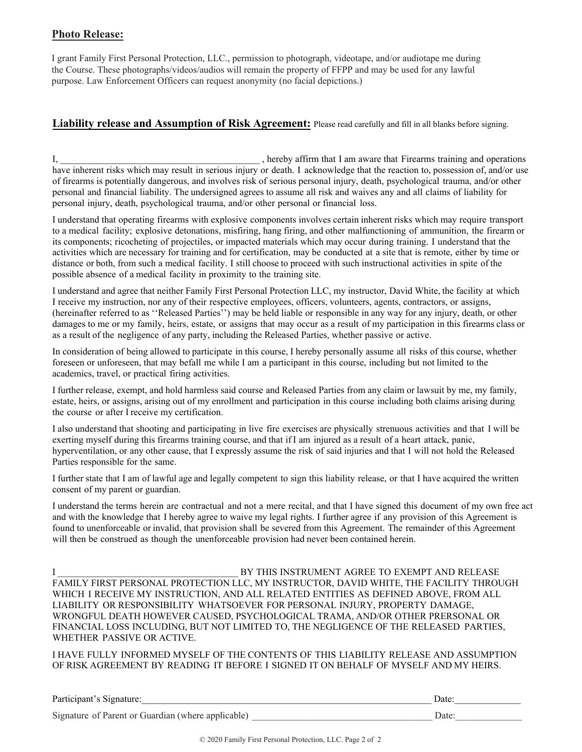## **Photo Release:**

I grant Family First Personal Protection, LLC., permission to photograph, videotape, and/or audiotape me during the Course. These photographs/videos/audios will remain the property of FFPP and may be used for any lawful purpose. Law Enforcement Officers can request anonymity (no facial depictions.)

## **Liability release and Assumption of Risk Agreement:** Please read carefully and fill in all blanks before signing.

I, __________________________________________ , hereby affirm that I am aware that Firearms training and operations have inherent risks which may result in serious injury or death. I acknowledge that the reaction to, possession of, and/or use of firearms is potentially dangerous, and involves risk of serious personal injury, death, psychological trauma, and/or other personal and financial liability. The undersigned agrees to assume all risk and waives any and all claims of liability for personal injury, death, psychological trauma, and/or other personal or financial loss.

I understand that operating firearms with explosive components involves certain inherent risks which may require transport to a medical facility; explosive detonations, misfiring, hang firing, and other malfunctioning of ammunition, the firearm or its components; ricocheting of projectiles, or impacted materials which may occur during training. I understand that the activities which are necessary for training and for certification, may be conducted at a site that is remote, either by time or distance or both, from such a medical facility. I still choose to proceed with such instructional activities in spite of the possible absence of a medical facility in proximity to the training site.

I understand and agree that neither Family First Personal Protection LLC, my instructor, David White, the facility at which I receive my instruction, nor any of their respective employees, officers, volunteers, agents, contractors, or assigns, (hereinafter referred to as ''Released Parties'') may be held liable or responsible in any way for any injury, death, or other damages to me or my family, heirs, estate, or assigns that may occur as a result of my participation in this firearms class or as a result of the negligence of any party, including the Released Parties, whether passive or active.

In consideration of being allowed to participate in this course, I hereby personally assume all risks of this course, whether foreseen or unforeseen, that may befall me while I am a participant in this course, including but not limited to the academics, travel, or practical firing activities.

I further release, exempt, and hold harmless said course and Released Parties from any claim or lawsuit by me, my family, estate, heirs, or assigns, arising out of my enrollment and participation in this course including both claims arising during the course or after I receive my certification.

I also understand that shooting and participating in live fire exercises are physically strenuous activities and that I will be exerting myself during this firearms training course, and that if I am injured as a result of a heart attack, panic, hyperventilation, or any other cause, that I expressly assume the risk of said injuries and that I will not hold the Released Parties responsible for the same.

I further state that I am of lawful age and legally competent to sign this liability release, or that I have acquired the written consent of my parent or guardian.

I understand the terms herein are contractual and not a mere recital, and that I have signed this document of my own free act and with the knowledge that I hereby agree to waive my legal rights. I further agree if any provision of this Agreement is found to unenforceable or invalid, that provision shall be severed from this Agreement. The remainder of this Agreement will then be construed as though the unenforceable provision had never been contained herein.

I ______________________________________ BY THIS INSTRUMENT AGREE TO EXEMPT AND RELEASE FAMILY FIRST PERSONAL PROTECTION LLC, MY INSTRUCTOR, DAVID WHITE, THE FACILITY THROUGH WHICH I RECEIVE MY INSTRUCTION, AND ALL RELATED ENTITIES AS DEFINED ABOVE, FROM ALL LIABILITY OR RESPONSIBILITY WHATSOEVER FOR PERSONAL INJURY, PROPERTY DAMAGE, WRONGFUL DEATH HOWEVER CAUSED, PSYCHOLOGICAL TRAMA, AND/OR OTHER PRERSONAL OR FINANCIAL LOSS INCLUDING, BUT NOT LIMITED TO, THE NEGLIGENCE OF THE RELEASED PARTIES, WHETHER PASSIVE OR ACTIVE.

I HAVE FULLY INFORMED MYSELF OF THE CONTENTS OF THIS LIABILITY RELEASE AND ASSUMPTION OF RISK AGREEMENT BY READING IT BEFORE I SIGNED IT ON BEHALF OF MYSELF AND MY HEIRS.

Participant's Signature:_______________________________________________________________ Date:______________

Signature of Parent or Guardian (where applicable) ______________________________________ Date:______________

© 2020 Family First Personal Protection, LLC.